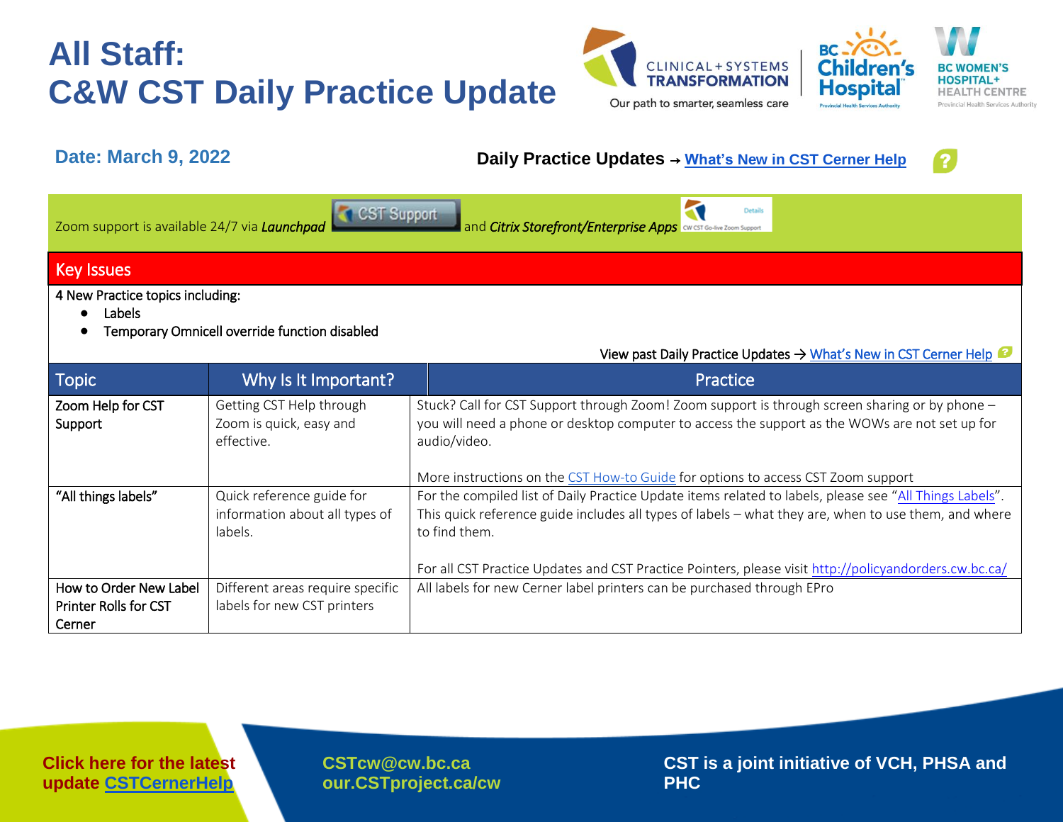# All Staff: C&W CST Daily Practice Update

CLINICAL + SYSTEMS TRANSFORMATION — Our path to smarter, seamless care

**Date: March 9, 2022**

**Daily Practice Updates → [What's New in CST Cerner Help](#)**

Zoom support is available 24/7 via ***Launchpad*** CST Support and ***Citrix Storefront/Enterprise Apps*** CW CST Go-live Zoom Support

## Key Issues

4 New Practice topics including:

- Labels
- Temporary Omnicell override function disabled

View past Daily Practice Updates → [What's New in CST Cerner Help](#)

| Topic | Why Is It Important? | Practice |
|---|---|---|
| Zoom Help for CST Support | Getting CST Help through Zoom is quick, easy and effective. | Stuck? Call for CST Support through Zoom! Zoom support is through screen sharing or by phone – you will need a phone or desktop computer to access the support as the WOWs are not set up for audio/video.<br><br>More instructions on the [CST How-to Guide](#) for options to access CST Zoom support |
| "All things labels" | Quick reference guide for information about all types of labels. | For the compiled list of Daily Practice Update items related to labels, please see "[All Things Labels](#)". This quick reference guide includes all types of labels – what they are, when to use them, and where to find them.<br><br>For all CST Practice Updates and CST Practice Pointers, please visit http://policyandorders.cw.bc.ca/ |
| How to Order New Label Printer Rolls for CST Cerner | Different areas require specific labels for new CST printers | All labels for new Cerner label printers can be purchased through EPro |

**Click here for the latest update [CSTCernerHelp](#)**

**CSTcw@cw.bc.ca**
**our.CSTproject.ca/cw**

**CST is a joint initiative of VCH, PHSA and PHC**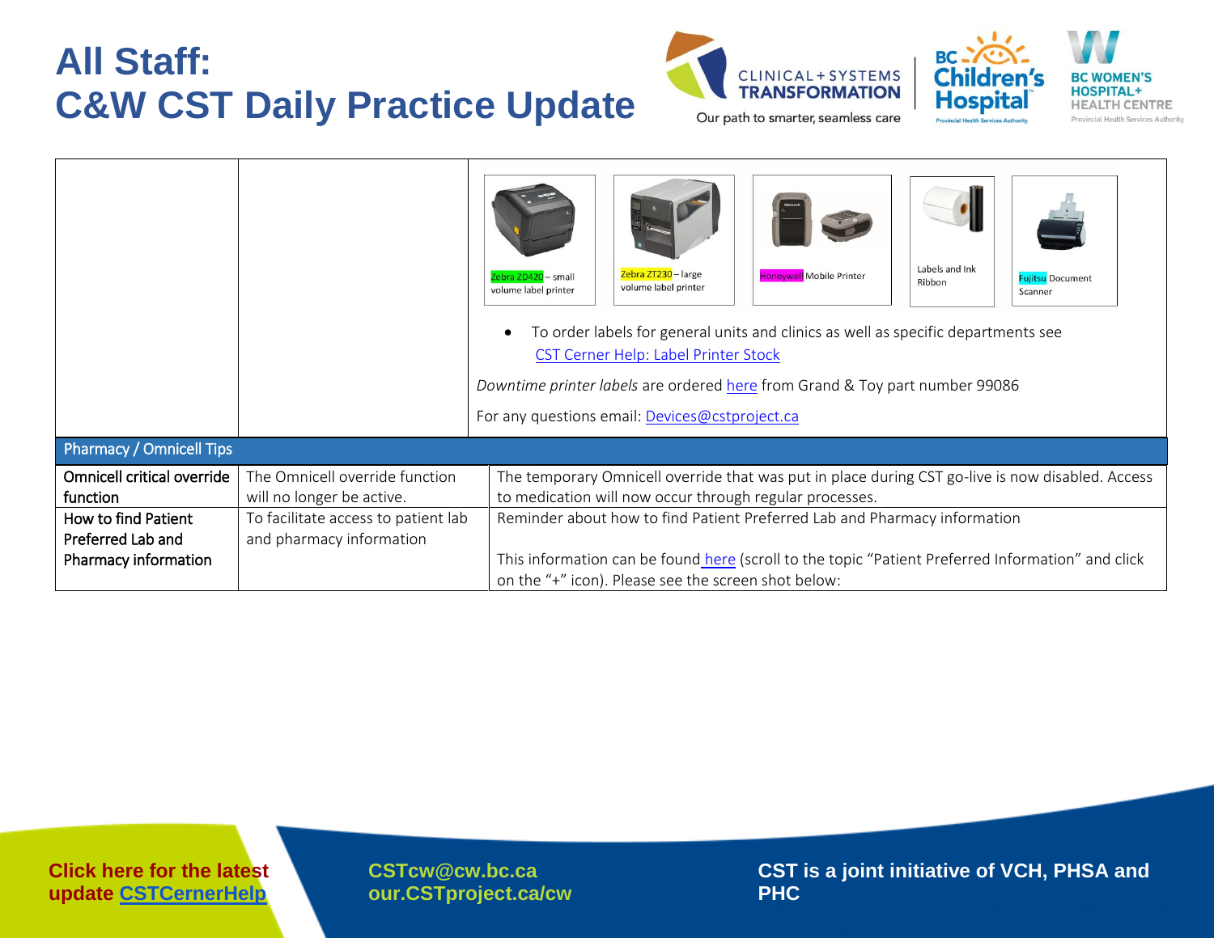# All Staff:
# C&W CST Daily Practice Update

| | | |
|---|---|---|
| | | Zebra ZD420 – small volume label printer; Zebra ZT230 – large volume label printer; Honeywell Mobile Printer; Labels and Ink Ribbon; Fujitsu Document Scanner<br><br>• To order labels for general units and clinics as well as specific departments see CST Cerner Help: Label Printer Stock<br><br>*Downtime printer labels* are ordered here from Grand & Toy part number 99086<br><br>For any questions email: Devices@cstproject.ca |
| **Pharmacy / Omnicell Tips** | | |
| Omnicell critical override function | The Omnicell override function will no longer be active. | The temporary Omnicell override that was put in place during CST go-live is now disabled. Access to medication will now occur through regular processes. |
| How to find Patient Preferred Lab and Pharmacy information | To facilitate access to patient lab and pharmacy information | Reminder about how to find Patient Preferred Lab and Pharmacy information<br><br>This information can be found here (scroll to the topic "Patient Preferred Information" and click on the "+" icon). Please see the screen shot below: |

Click here for the latest update CSTCernerHelp

CSTcw@cw.bc.ca
our.CSTproject.ca/cw

CST is a joint initiative of VCH, PHSA and PHC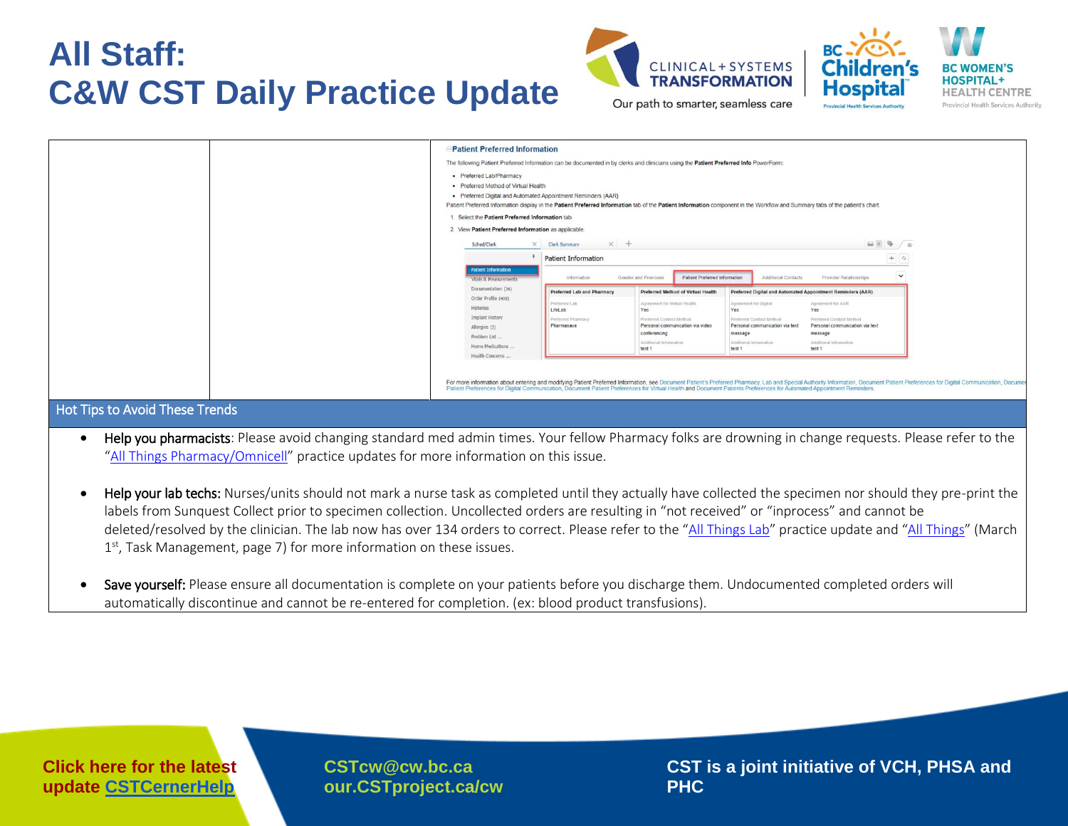# All Staff:
# C&W CST Daily Practice Update

| | | |
|---|---|---|
| | | **Patient Preferred Information**<br><br>The following Patient Preferred Information can be documented in by clerks and clinicians using the **Patient Preferred Info** PowerForm:<br>• Preferred Lab/Pharmacy<br>• Preferred Method of Virtual Health<br>• Preferred Digital and Automated Appointment Reminders (AAR)<br><br>Patient Preferred Information display in the **Patient Preferred Information** tab of the **Patient Information** component in the Workflow and Summary tabs of the patient's chart.<br>1. Select the **Patient Preferred Information** tab.<br>2. View **Patient Preferred Information** as applicable.<br><br>For more information about entering and modifying Patient Preferred Information, see Document Patient's Preferred Pharmacy, Lab and Special Authority Information, Document Patient Preferences for Digital Communication, Document Patient Preferences for Digital Communication, Document Patient Preferences for Virtual Health and Document Patients Preferences for Automated Appointment Reminders. |

## Hot Tips to Avoid These Trends

- **Help you pharmacists**: Please avoid changing standard med admin times. Your fellow Pharmacy folks are drowning in change requests. Please refer to the "All Things Pharmacy/Omnicell" practice updates for more information on this issue.

- **Help your lab techs:** Nurses/units should not mark a nurse task as completed until they actually have collected the specimen nor should they pre-print the labels from Sunquest Collect prior to specimen collection. Uncollected orders are resulting in "not received" or "inprocess" and cannot be deleted/resolved by the clinician. The lab now has over 134 orders to correct. Please refer to the "All Things Lab" practice update and "All Things" (March 1st, Task Management, page 7) for more information on these issues.

- **Save yourself:** Please ensure all documentation is complete on your patients before you discharge them. Undocumented completed orders will automatically discontinue and cannot be re-entered for completion. (ex: blood product transfusions).

Click here for the latest update CSTCernerHelp

CSTcw@cw.bc.ca
our.CSTproject.ca/cw

CST is a joint initiative of VCH, PHSA and PHC